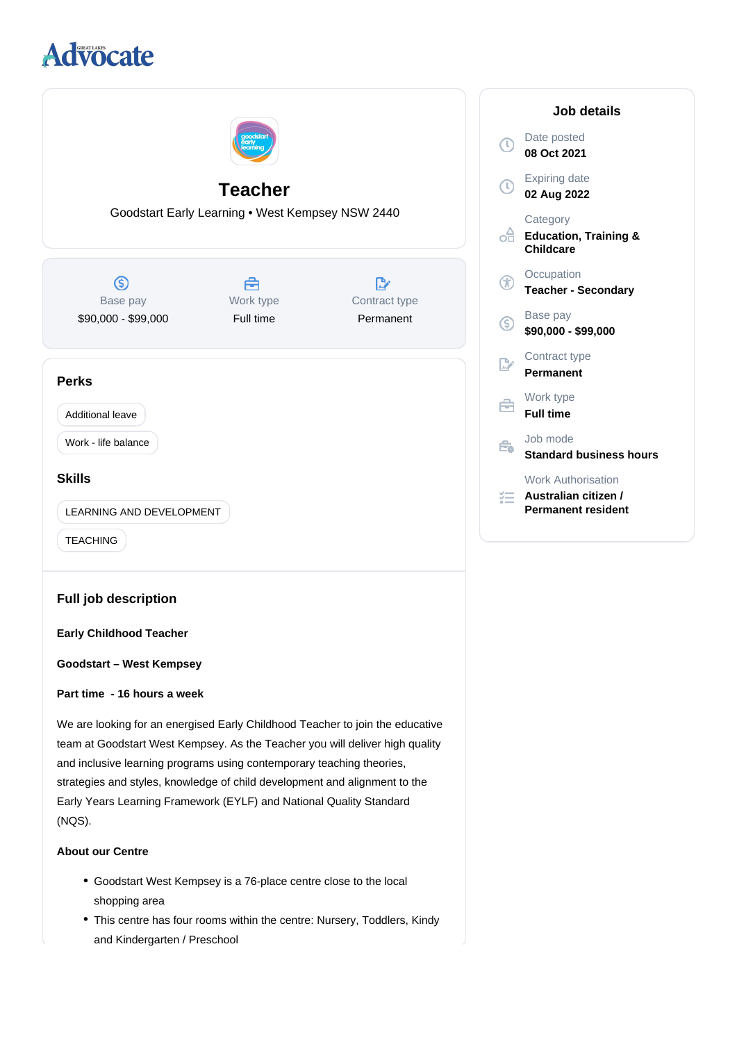Advocate

# Teacher

Goodstart Early Learning • West Kempsey NSW 2440

| Base pay | Work type | Contract type |
|---|---|---|
| $90,000 - $99,000 | Full time | Permanent |

## Perks

- Additional leave
- Work - life balance

## Skills

- LEARNING AND DEVELOPMENT
- TEACHING

## Full job description

**Early Childhood Teacher**

**Goodstart – West Kempsey**

**Part time - 16 hours a week**

We are looking for an energised Early Childhood Teacher to join the educative team at Goodstart West Kempsey. As the Teacher you will deliver high quality and inclusive learning programs using contemporary teaching theories, strategies and styles, knowledge of child development and alignment to the Early Years Learning Framework (EYLF) and National Quality Standard (NQS).

**About our Centre**

- Goodstart West Kempsey is a 76-place centre close to the local shopping area
- This centre has four rooms within the centre: Nursery, Toddlers, Kindy and Kindergarten / Preschool

## Job details

**Date posted**
08 Oct 2021

**Expiring date**
02 Aug 2022

**Category**
Education, Training & Childcare

**Occupation**
Teacher - Secondary

**Base pay**
$90,000 - $99,000

**Contract type**
Permanent

**Work type**
Full time

**Job mode**
Standard business hours

**Work Authorisation**
Australian citizen / Permanent resident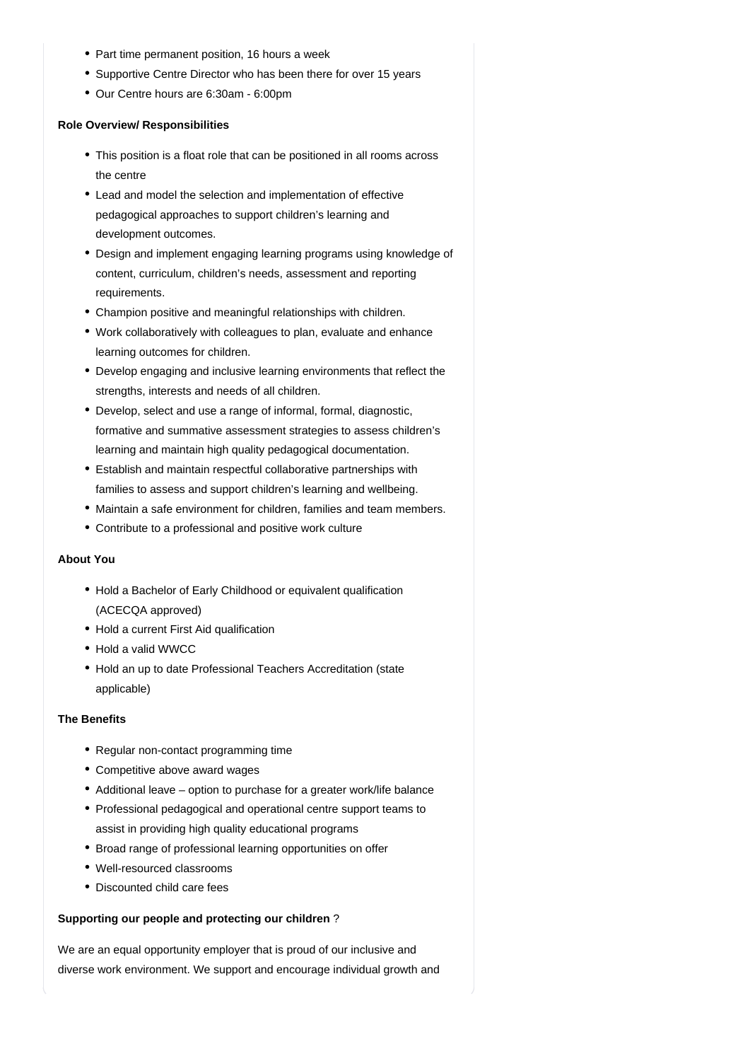- Part time permanent position, 16 hours a week
- Supportive Centre Director who has been there for over 15 years
- Our Centre hours are 6:30am - 6:00pm

**Role Overview/ Responsibilities**

- This position is a float role that can be positioned in all rooms across the centre
- Lead and model the selection and implementation of effective pedagogical approaches to support children's learning and development outcomes.
- Design and implement engaging learning programs using knowledge of content, curriculum, children's needs, assessment and reporting requirements.
- Champion positive and meaningful relationships with children.
- Work collaboratively with colleagues to plan, evaluate and enhance learning outcomes for children.
- Develop engaging and inclusive learning environments that reflect the strengths, interests and needs of all children.
- Develop, select and use a range of informal, formal, diagnostic, formative and summative assessment strategies to assess children's learning and maintain high quality pedagogical documentation.
- Establish and maintain respectful collaborative partnerships with families to assess and support children's learning and wellbeing.
- Maintain a safe environment for children, families and team members.
- Contribute to a professional and positive work culture

**About You**

- Hold a Bachelor of Early Childhood or equivalent qualification (ACECQA approved)
- Hold a current First Aid qualification
- Hold a valid WWCC
- Hold an up to date Professional Teachers Accreditation (state applicable)

**The Benefits**

- Regular non-contact programming time
- Competitive above award wages
- Additional leave – option to purchase for a greater work/life balance
- Professional pedagogical and operational centre support teams to assist in providing high quality educational programs
- Broad range of professional learning opportunities on offer
- Well-resourced classrooms
- Discounted child care fees

**Supporting our people and protecting our children** ?

We are an equal opportunity employer that is proud of our inclusive and diverse work environment. We support and encourage individual growth and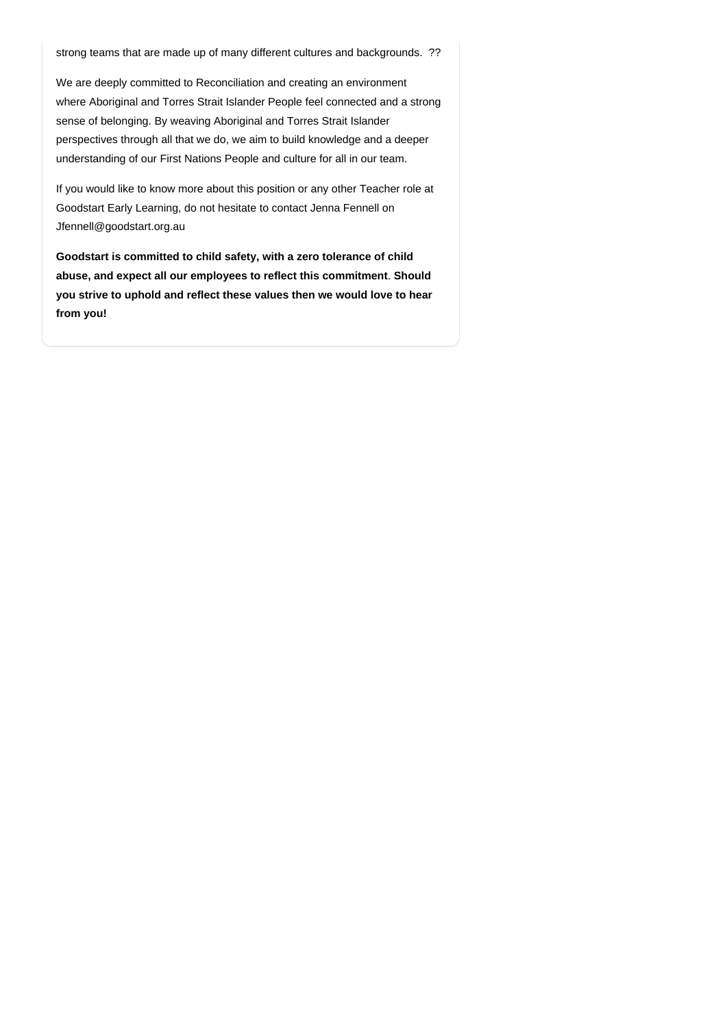strong teams that are made up of many different cultures and backgrounds. ??

We are deeply committed to Reconciliation and creating an environment where Aboriginal and Torres Strait Islander People feel connected and a strong sense of belonging. By weaving Aboriginal and Torres Strait Islander perspectives through all that we do, we aim to build knowledge and a deeper understanding of our First Nations People and culture for all in our team.

If you would like to know more about this position or any other Teacher role at Goodstart Early Learning, do not hesitate to contact Jenna Fennell on Jfennell@goodstart.org.au

**Goodstart is committed to child safety, with a zero tolerance of child abuse, and expect all our employees to reflect this commitment**. **Should you strive to uphold and reflect these values then we would love to hear from you!**